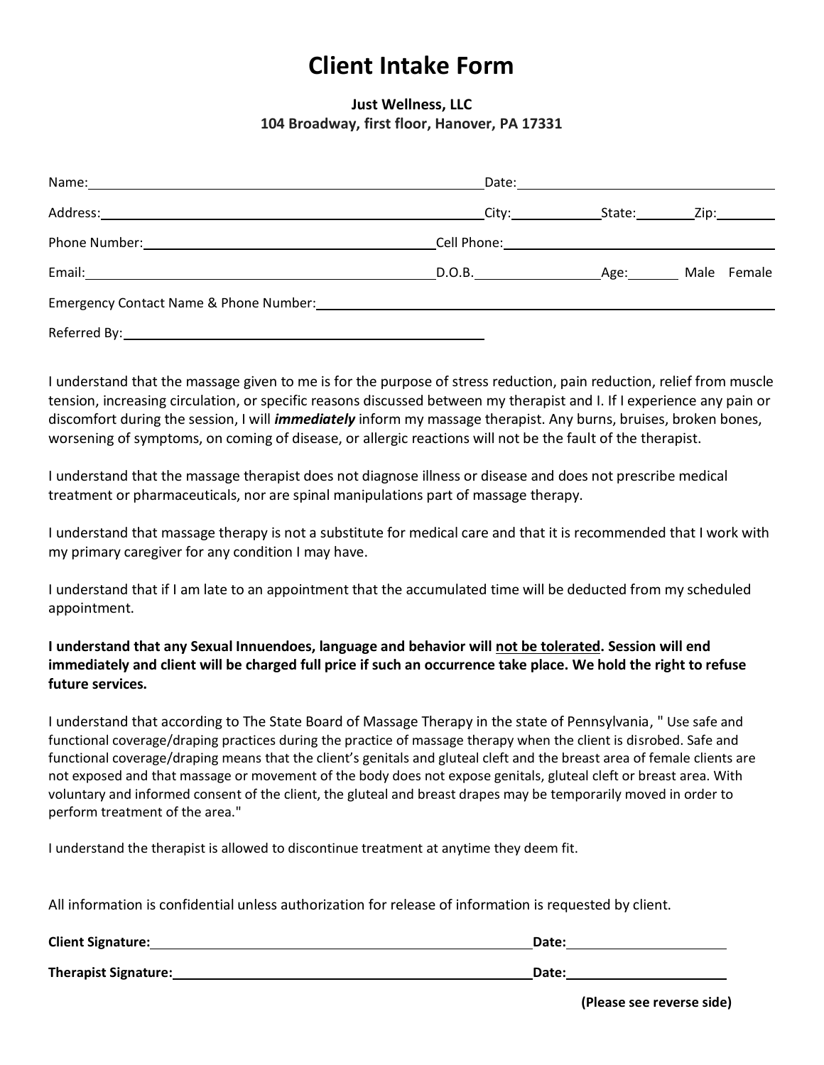# Client Intake Form

**Just Wellness, LLC**
**104 Broadway, first floor, Hanover, PA 17331**

Name:______________________________ Date:______________

Address:______________________________ City:__________ State:________ Zip:________

Phone Number:______________________________ Cell Phone:______________________________

Email:______________________________ D.O.B.______________ Age:________ Male Female

Emergency Contact Name & Phone Number:______________________________

Referred By:______________________________

I understand that the massage given to me is for the purpose of stress reduction, pain reduction, relief from muscle tension, increasing circulation, or specific reasons discussed between my therapist and I. If I experience any pain or discomfort during the session, I will ***immediately*** inform my massage therapist. Any burns, bruises, broken bones, worsening of symptoms, on coming of disease, or allergic reactions will not be the fault of the therapist.

I understand that the massage therapist does not diagnose illness or disease and does not prescribe medical treatment or pharmaceuticals, nor are spinal manipulations part of massage therapy.

I understand that massage therapy is not a substitute for medical care and that it is recommended that I work with my primary caregiver for any condition I may have.

I understand that if I am late to an appointment that the accumulated time will be deducted from my scheduled appointment.

**I understand that any Sexual Innuendoes, language and behavior will <u>not be tolerated</u>. Session will end immediately and client will be charged full price if such an occurrence take place. We hold the right to refuse future services.**

I understand that according to The State Board of Massage Therapy in the state of Pennsylvania, " Use safe and functional coverage/draping practices during the practice of massage therapy when the client is disrobed. Safe and functional coverage/draping means that the client's genitals and gluteal cleft and the breast area of female clients are not exposed and that massage or movement of the body does not expose genitals, gluteal cleft or breast area. With voluntary and informed consent of the client, the gluteal and breast drapes may be temporarily moved in order to perform treatment of the area."

I understand the therapist is allowed to discontinue treatment at anytime they deem fit.

All information is confidential unless authorization for release of information is requested by client.

**Client Signature:**______________________________ **Date:**______________

**Therapist Signature:**______________________________ **Date:**______________

**(Please see reverse side)**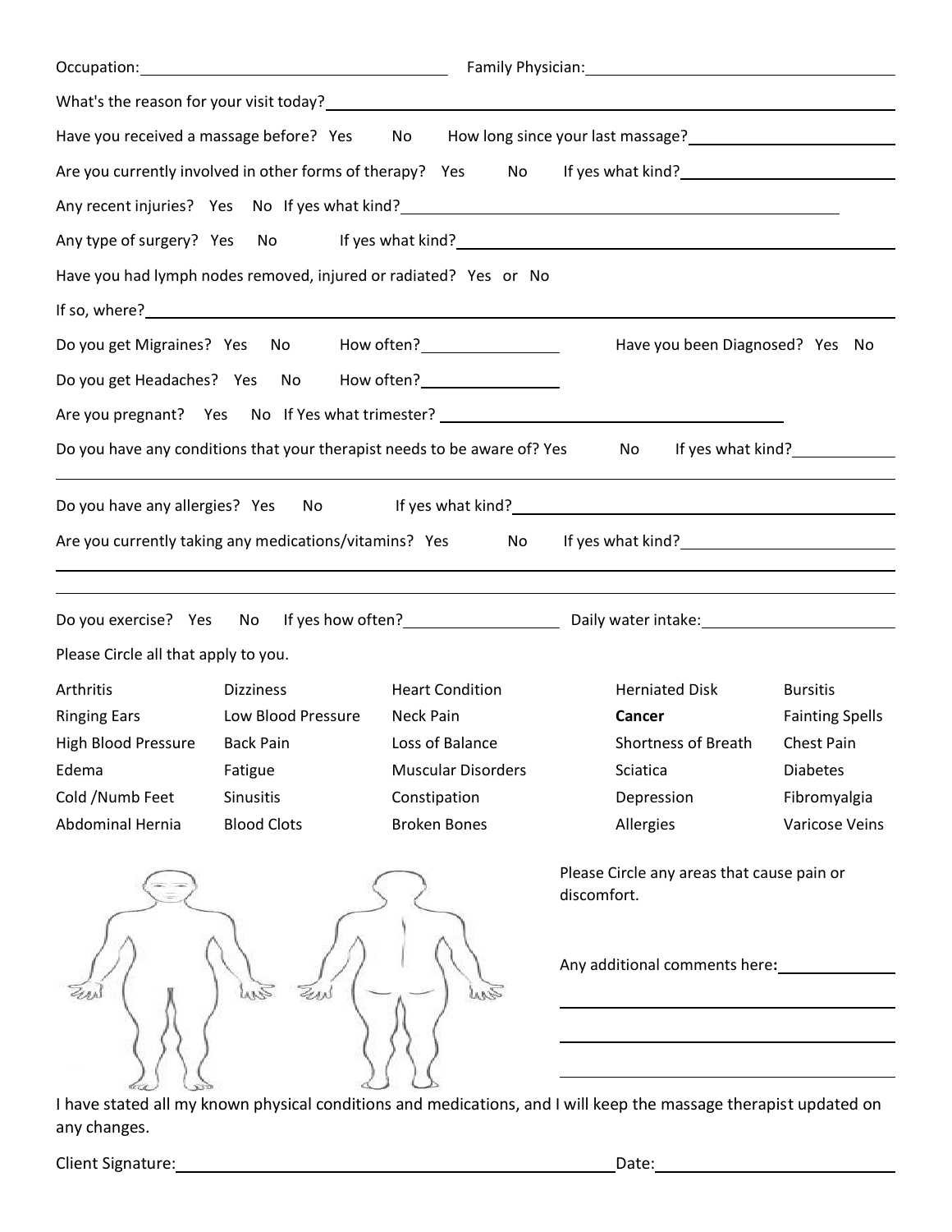Occupation: ______________________ Family Physician: ______________________

What's the reason for your visit today? ______________________

Have you received a massage before? Yes No How long since your last massage? ______________________

Are you currently involved in other forms of therapy? Yes No If yes what kind? ______________________

Any recent injuries? Yes No If yes what kind? ______________________

Any type of surgery? Yes No If yes what kind? ______________________

Have you had lymph nodes removed, injured or radiated? Yes or No

If so, where? ______________________

Do you get Migraines? Yes No How often? ____________ Have you been Diagnosed? Yes No

Do you get Headaches? Yes No How often? ____________

Are you pregnant? Yes No If Yes what trimester? ______________________

Do you have any conditions that your therapist needs to be aware of? Yes No If yes what kind? ____________

______________________

Do you have any allergies? Yes No If yes what kind? ______________________

Are you currently taking any medications/vitamins? Yes No If yes what kind? ______________________

______________________

______________________

Do you exercise? Yes No If yes how often? ____________ Daily water intake: ____________

Please Circle all that apply to you.

| | | | | |
|---|---|---|---|---|
| Arthritis | Dizziness | Heart Condition | Herniated Disk | Bursitis |
| Ringing Ears | Low Blood Pressure | Neck Pain | **Cancer** | Fainting Spells |
| High Blood Pressure | Back Pain | Loss of Balance | Shortness of Breath | Chest Pain |
| Edema | Fatigue | Muscular Disorders | Sciatica | Diabetes |
| Cold /Numb Feet | Sinusitis | Constipation | Depression | Fibromyalgia |
| Abdominal Hernia | Blood Clots | Broken Bones | Allergies | Varicose Veins |

Please Circle any areas that cause pain or discomfort.

Any additional comments here**:** ______________________

______________________

______________________

______________________

I have stated all my known physical conditions and medications, and I will keep the massage therapist updated on any changes.

Client Signature: ______________________ Date: ______________________